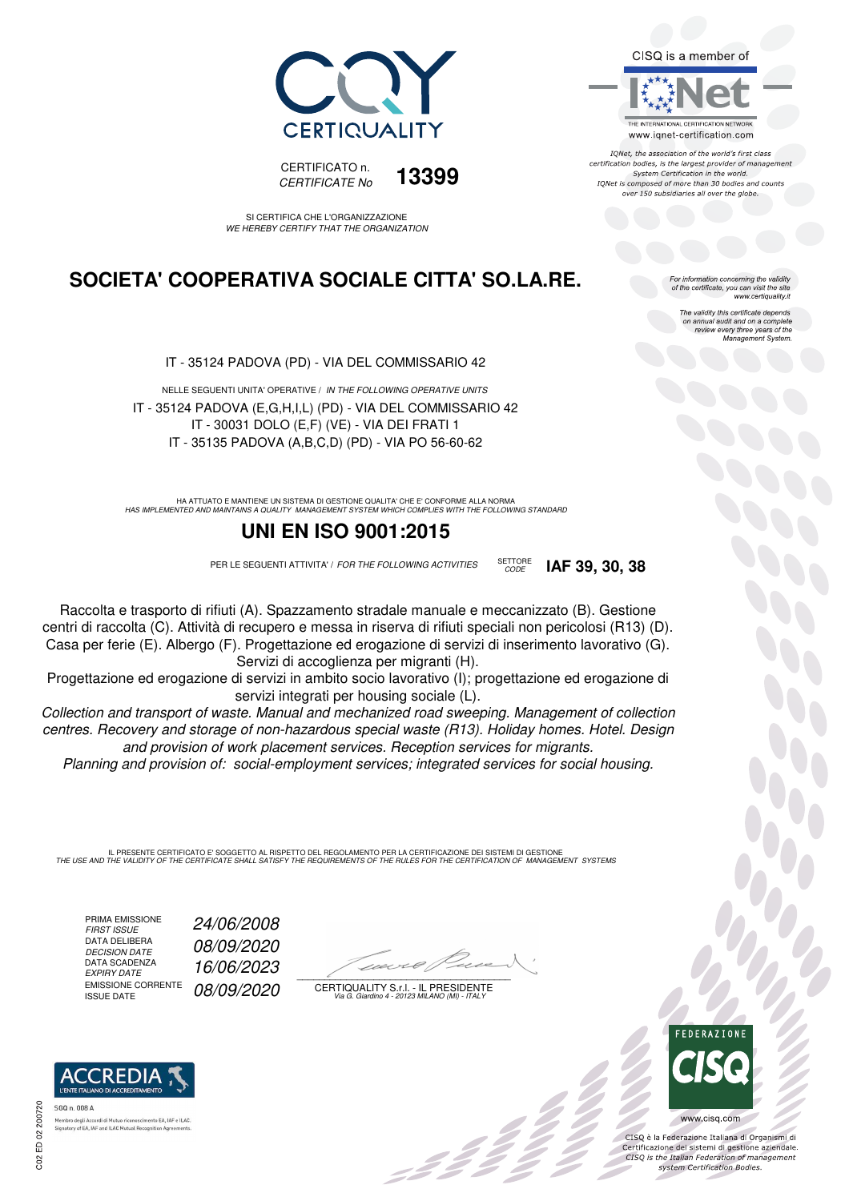CERTIQUALITY

CERTIFICATO n. **13399**
*CERTIFICATE No*

CISQ is a member of

IQNet
THE INTERNATIONAL CERTIFICATION NETWORK
www.iqnet-certification.com

*IQNet, the association of the world's first class certification bodies, is the largest provider of management System Certification in the world. IQNet is composed of more than 30 bodies and counts over 150 subsidiaries all over the globe.*

SI CERTIFICA CHE L'ORGANIZZAZIONE
*WE HEREBY CERTIFY THAT THE ORGANIZATION*

# SOCIETA' COOPERATIVA SOCIALE CITTA' SO.LA.RE.

*For information concerning the validity of the certificate, you can visit the site www.certiquality.it*

*The validity this certificate depends on annual audit and on a complete review every three years of the Management System.*

IT - 35124 PADOVA (PD) - VIA DEL COMMISSARIO 42

NELLE SEGUENTI UNITA' OPERATIVE / *IN THE FOLLOWING OPERATIVE UNITS*

IT - 35124 PADOVA (E,G,H,I,L) (PD) - VIA DEL COMMISSARIO 42
IT - 30031 DOLO (E,F) (VE) - VIA DEI FRATI 1
IT - 35135 PADOVA (A,B,C,D) (PD) - VIA PO 56-60-62

HA ATTUATO E MANTIENE UN SISTEMA DI GESTIONE QUALITA' CHE E' CONFORME ALLA NORMA
*HAS IMPLEMENTED AND MAINTAINS A QUALITY MANAGEMENT SYSTEM WHICH COMPLIES WITH THE FOLLOWING STANDARD*

## UNI EN ISO 9001:2015

PER LE SEGUENTI ATTIVITA' / *FOR THE FOLLOWING ACTIVITIES* SETTORE *CODE* **IAF 39, 30, 38**

Raccolta e trasporto di rifiuti (A). Spazzamento stradale manuale e meccanizzato (B). Gestione centri di raccolta (C). Attività di recupero e messa in riserva di rifiuti speciali non pericolosi (R13) (D). Casa per ferie (E). Albergo (F). Progettazione ed erogazione di servizi di inserimento lavorativo (G). Servizi di accoglienza per migranti (H).
Progettazione ed erogazione di servizi in ambito socio lavorativo (I); progettazione ed erogazione di servizi integrati per housing sociale (L).

*Collection and transport of waste. Manual and mechanized road sweeping. Management of collection centres. Recovery and storage of non-hazardous special waste (R13). Holiday homes. Hotel. Design and provision of work placement services. Reception services for migrants.*
*Planning and provision of: social-employment services; integrated services for social housing.*

IL PRESENTE CERTIFICATO E' SOGGETTO AL RISPETTO DEL REGOLAMENTO PER LA CERTIFICAZIONE DEI SISTEMI DI GESTIONE
*THE USE AND THE VALIDITY OF THE CERTIFICATE SHALL SATISFY THE REQUIREMENTS OF THE RULES FOR THE CERTIFICATION OF MANAGEMENT SYSTEMS*

| | |
|---|---|
| PRIMA EMISSIONE *FIRST ISSUE* | *24/06/2008* |
| DATA DELIBERA *DECISION DATE* | *08/09/2020* |
| DATA SCADENZA *EXPIRY DATE* | *16/06/2023* |
| EMISSIONE CORRENTE *ISSUE DATE* | *08/09/2020* |

CERTIQUALITY S.r.l. - IL PRESIDENTE
*Via G. Giardino 4 - 20123 MILANO (MI) - ITALY*

ACCREDIA
L'ENTE ITALIANO DI ACCREDITAMENTO
SGQ n. 008 A
Membro degli Accordi di Mutuo riconoscimento EA, IAF e ILAC
Signatory of EA, IAF and ILAC Mutual Recognition Agreements

C02 ED 02 200720

FEDERAZIONE CISQ
www.cisq.com

CISQ è la Federazione Italiana di Organismi di Certificazione dei sistemi di gestione aziendale.
*CISQ is the Italian Federation of management system Certification Bodies.*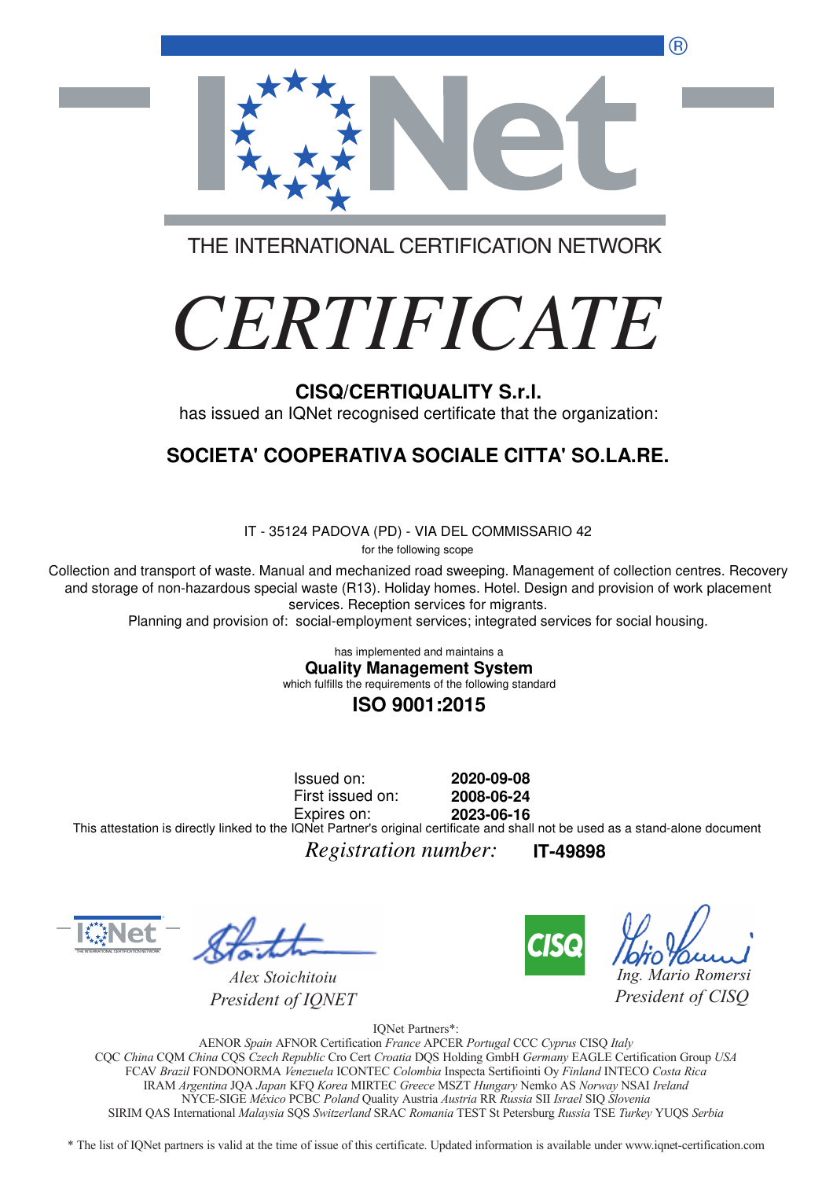THE INTERNATIONAL CERTIFICATION NETWORK

# *CERTIFICATE*

**CISQ/CERTIQUALITY S.r.l.**

has issued an IQNet recognised certificate that the organization:

## SOCIETA' COOPERATIVA SOCIALE CITTA' SO.LA.RE.

IT - 35124 PADOVA (PD) - VIA DEL COMMISSARIO 42

for the following scope

Collection and transport of waste. Manual and mechanized road sweeping. Management of collection centres. Recovery and storage of non-hazardous special waste (R13). Holiday homes. Hotel. Design and provision of work placement services. Reception services for migrants.
Planning and provision of: social-employment services; integrated services for social housing.

has implemented and maintains a

**Quality Management System**

which fulfills the requirements of the following standard

**ISO 9001:2015**

Issued on: **2020-09-08**
First issued on: **2008-06-24**
Expires on: **2023-06-16**

This attestation is directly linked to the IQNet Partner's original certificate and shall not be used as a stand-alone document

*Registration number:* **IT-49898**

*Alex Stoichitoiu*
*President of IQNET*

*Ing. Mario Romersi*
*President of CISQ*

IQNet Partners*:

AENOR *Spain* AFNOR Certification *France* APCER *Portugal* CCC *Cyprus* CISQ *Italy*
CQC *China* CQM *China* CQS *Czech Republic* Cro Cert *Croatia* DQS Holding GmbH *Germany* EAGLE Certification Group *USA*
FCAV *Brazil* FONDONORMA *Venezuela* ICONTEC *Colombia* Inspecta Sertifiointi Oy *Finland* INTECO *Costa Rica*
IRAM *Argentina* JQA *Japan* KFQ *Korea* MIRTEC *Greece* MSZT *Hungary* Nemko AS *Norway* NSAI *Ireland*
NYCE-SIGE *México* PCBC *Poland* Quality Austria *Austria* RR *Russia* SII *Israel* SIQ *Slovenia*
SIRIM QAS International *Malaysia* SQS *Switzerland* SRAC *Romania* TEST St Petersburg *Russia* TSE *Turkey* YUQS *Serbia*

* The list of IQNet partners is valid at the time of issue of this certificate. Updated information is available under www.iqnet-certification.com